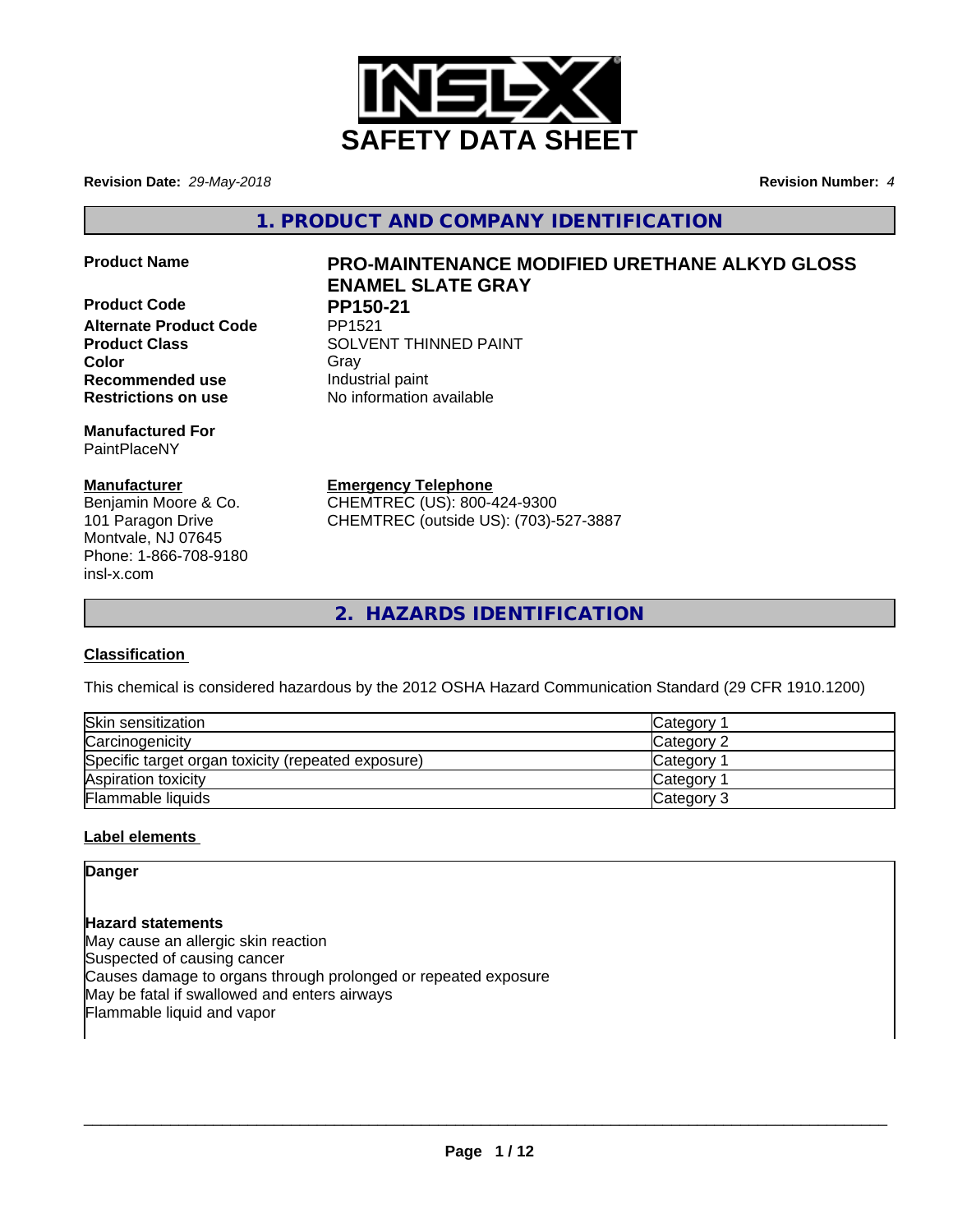# SAFETY DATA SHEET

**Revision Date:** *29-May-2018*

**Revision Number:** *4*

## 1. PRODUCT AND COMPANY IDENTIFICATION

| | |
|---|---|
| **Product Name** | **PRO-MAINTENANCE MODIFIED URETHANE ALKYD GLOSS ENAMEL SLATE GRAY** |
| **Product Code** | **PP150-21** |
| **Alternate Product Code** | PP1521 |
| **Product Class** | SOLVENT THINNED PAINT |
| **Color** | Gray |
| **Recommended use** | Industrial paint |
| **Restrictions on use** | No information available |

**Manufactured For**
PaintPlaceNY

**Manufacturer**
Benjamin Moore & Co.
101 Paragon Drive
Montvale, NJ 07645
Phone: 1-866-708-9180
insl-x.com

**Emergency Telephone**
CHEMTREC (US): 800-424-9300
CHEMTREC (outside US): (703)-527-3887

## 2. HAZARDS IDENTIFICATION

### Classification

This chemical is considered hazardous by the 2012 OSHA Hazard Communication Standard (29 CFR 1910.1200)

| | |
|---|---|
| Skin sensitization | Category 1 |
| Carcinogenicity | Category 2 |
| Specific target organ toxicity (repeated exposure) | Category 1 |
| Aspiration toxicity | Category 1 |
| Flammable liquids | Category 3 |

### Label elements

**Danger**

**Hazard statements**
May cause an allergic skin reaction
Suspected of causing cancer
Causes damage to organs through prolonged or repeated exposure
May be fatal if swallowed and enters airways
Flammable liquid and vapor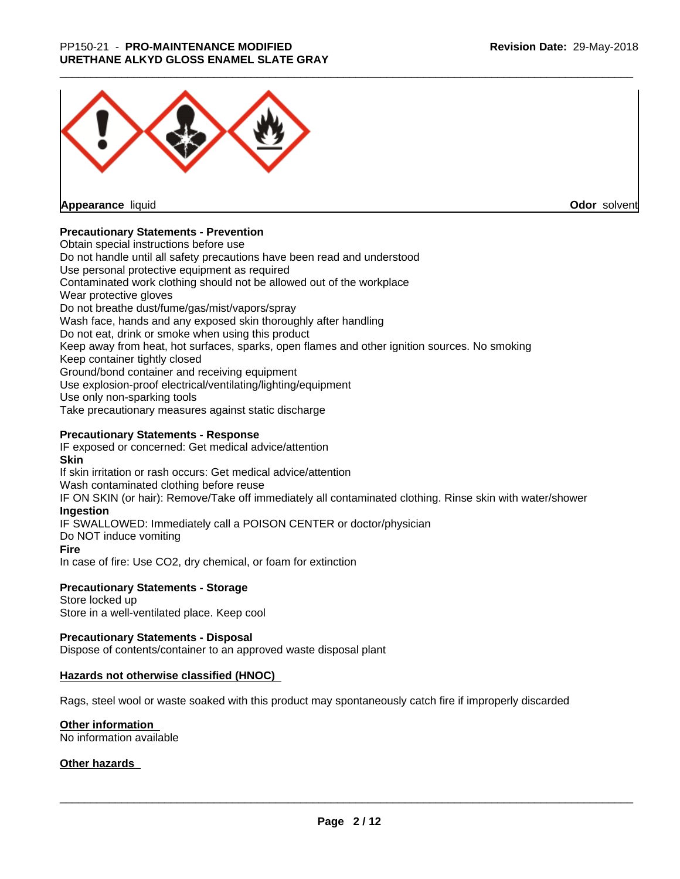**Appearance** liquid **Odor** solvent

**Precautionary Statements - Prevention**

Obtain special instructions before use
Do not handle until all safety precautions have been read and understood
Use personal protective equipment as required
Contaminated work clothing should not be allowed out of the workplace
Wear protective gloves
Do not breathe dust/fume/gas/mist/vapors/spray
Wash face, hands and any exposed skin thoroughly after handling
Do not eat, drink or smoke when using this product
Keep away from heat, hot surfaces, sparks, open flames and other ignition sources. No smoking
Keep container tightly closed
Ground/bond container and receiving equipment
Use explosion-proof electrical/ventilating/lighting/equipment
Use only non-sparking tools
Take precautionary measures against static discharge

**Precautionary Statements - Response**

IF exposed or concerned: Get medical advice/attention

**Skin**

If skin irritation or rash occurs: Get medical advice/attention
Wash contaminated clothing before reuse
IF ON SKIN (or hair): Remove/Take off immediately all contaminated clothing. Rinse skin with water/shower

**Ingestion**

IF SWALLOWED: Immediately call a POISON CENTER or doctor/physician
Do NOT induce vomiting

**Fire**

In case of fire: Use CO2, dry chemical, or foam for extinction

**Precautionary Statements - Storage**

Store locked up
Store in a well-ventilated place. Keep cool

**Precautionary Statements - Disposal**

Dispose of contents/container to an approved waste disposal plant

**Hazards not otherwise classified (HNOC)**

Rags, steel wool or waste soaked with this product may spontaneously catch fire if improperly discarded

**Other information**

No information available

**Other hazards**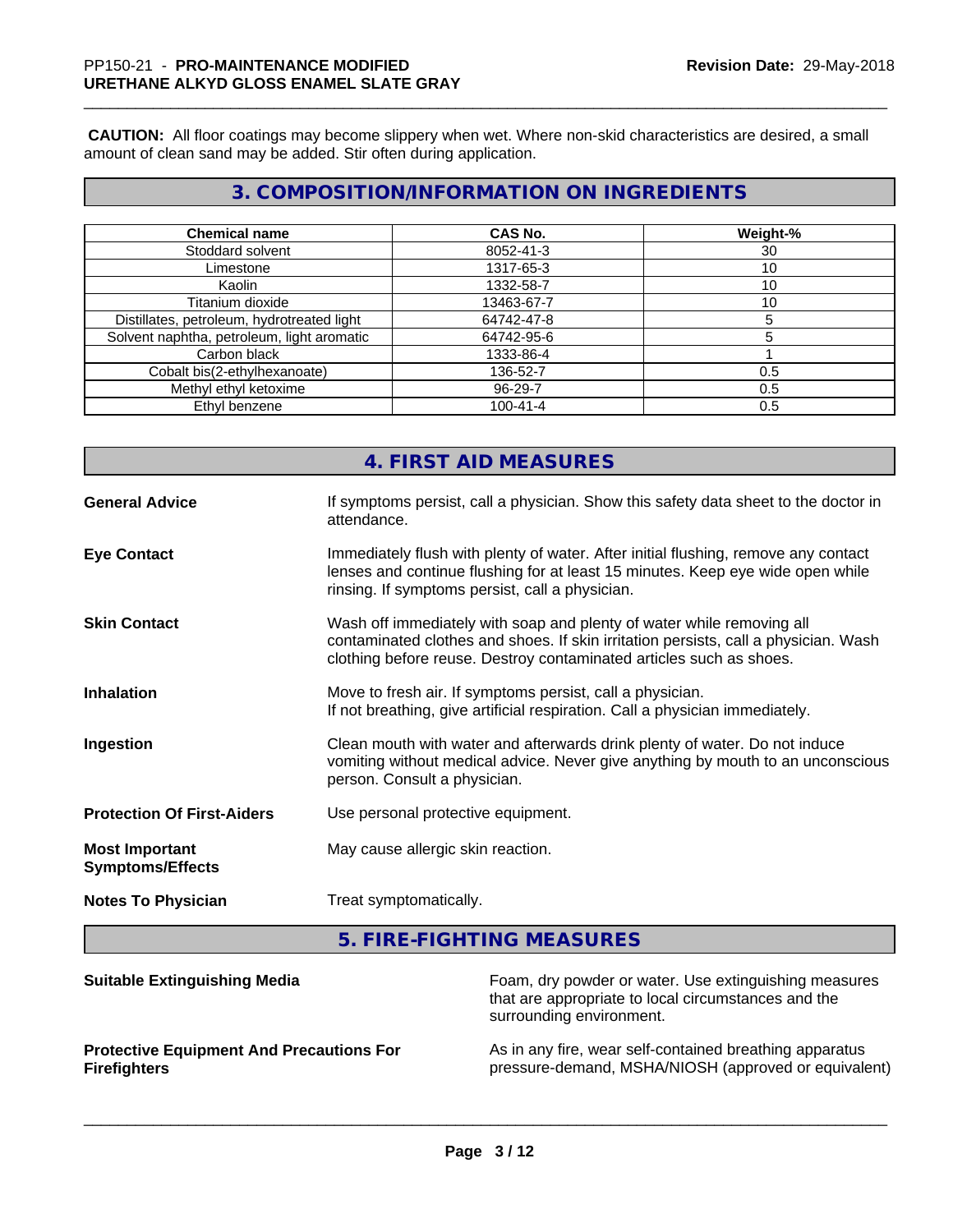**CAUTION:** All floor coatings may become slippery when wet. Where non-skid characteristics are desired, a small amount of clean sand may be added. Stir often during application.

## 3. COMPOSITION/INFORMATION ON INGREDIENTS

| Chemical name | CAS No. | Weight-% |
|---|---|---|
| Stoddard solvent | 8052-41-3 | 30 |
| Limestone | 1317-65-3 | 10 |
| Kaolin | 1332-58-7 | 10 |
| Titanium dioxide | 13463-67-7 | 10 |
| Distillates, petroleum, hydrotreated light | 64742-47-8 | 5 |
| Solvent naphtha, petroleum, light aromatic | 64742-95-6 | 5 |
| Carbon black | 1333-86-4 | 1 |
| Cobalt bis(2-ethylhexanoate) | 136-52-7 | 0.5 |
| Methyl ethyl ketoxime | 96-29-7 | 0.5 |
| Ethyl benzene | 100-41-4 | 0.5 |

## 4. FIRST AID MEASURES

**General Advice** If symptoms persist, call a physician. Show this safety data sheet to the doctor in attendance.

**Eye Contact** Immediately flush with plenty of water. After initial flushing, remove any contact lenses and continue flushing for at least 15 minutes. Keep eye wide open while rinsing. If symptoms persist, call a physician.

**Skin Contact** Wash off immediately with soap and plenty of water while removing all contaminated clothes and shoes. If skin irritation persists, call a physician. Wash clothing before reuse. Destroy contaminated articles such as shoes.

**Inhalation** Move to fresh air. If symptoms persist, call a physician.
If not breathing, give artificial respiration. Call a physician immediately.

**Ingestion** Clean mouth with water and afterwards drink plenty of water. Do not induce vomiting without medical advice. Never give anything by mouth to an unconscious person. Consult a physician.

**Protection Of First-Aiders** Use personal protective equipment.

**Most Important Symptoms/Effects** May cause allergic skin reaction.

**Notes To Physician** Treat symptomatically.

## 5. FIRE-FIGHTING MEASURES

**Suitable Extinguishing Media** Foam, dry powder or water. Use extinguishing measures that are appropriate to local circumstances and the surrounding environment.

**Protective Equipment And Precautions For Firefighters** As in any fire, wear self-contained breathing apparatus pressure-demand, MSHA/NIOSH (approved or equivalent)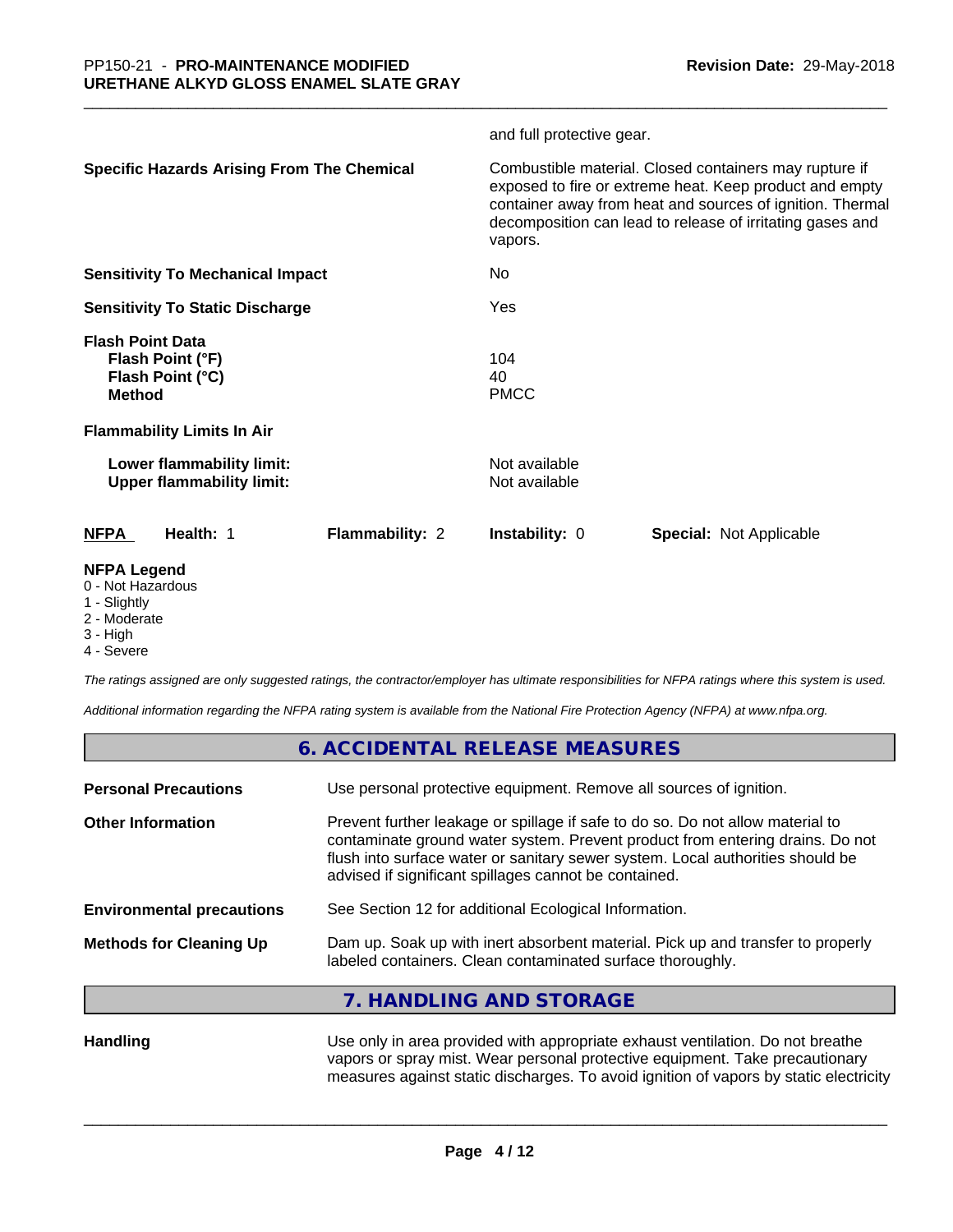and full protective gear.

**Specific Hazards Arising From The Chemical** — Combustible material. Closed containers may rupture if exposed to fire or extreme heat. Keep product and empty container away from heat and sources of ignition. Thermal decomposition can lead to release of irritating gases and vapors.

**Sensitivity To Mechanical Impact** — No

**Sensitivity To Static Discharge** — Yes

**Flash Point Data**

| | |
|---|---|
| **Flash Point (°F)** | 104 |
| **Flash Point (°C)** | 40 |
| **Method** | PMCC |

**Flammability Limits In Air**

| | |
|---|---|
| **Lower flammability limit:** | Not available |
| **Upper flammability limit:** | Not available |

| NFPA | Health: 1 | Flammability: 2 | Instability: 0 | Special: Not Applicable |
|---|---|---|---|---|

**NFPA Legend**
- 0 - Not Hazardous
- 1 - Slightly
- 2 - Moderate
- 3 - High
- 4 - Severe

*The ratings assigned are only suggested ratings, the contractor/employer has ultimate responsibilities for NFPA ratings where this system is used.*

*Additional information regarding the NFPA rating system is available from the National Fire Protection Agency (NFPA) at www.nfpa.org.*

## 6. ACCIDENTAL RELEASE MEASURES

**Personal Precautions** — Use personal protective equipment. Remove all sources of ignition.

**Other Information** — Prevent further leakage or spillage if safe to do so. Do not allow material to contaminate ground water system. Prevent product from entering drains. Do not flush into surface water or sanitary sewer system. Local authorities should be advised if significant spillages cannot be contained.

**Environmental precautions** — See Section 12 for additional Ecological Information.

**Methods for Cleaning Up** — Dam up. Soak up with inert absorbent material. Pick up and transfer to properly labeled containers. Clean contaminated surface thoroughly.

## 7. HANDLING AND STORAGE

**Handling** — Use only in area provided with appropriate exhaust ventilation. Do not breathe vapors or spray mist. Wear personal protective equipment. Take precautionary measures against static discharges. To avoid ignition of vapors by static electricity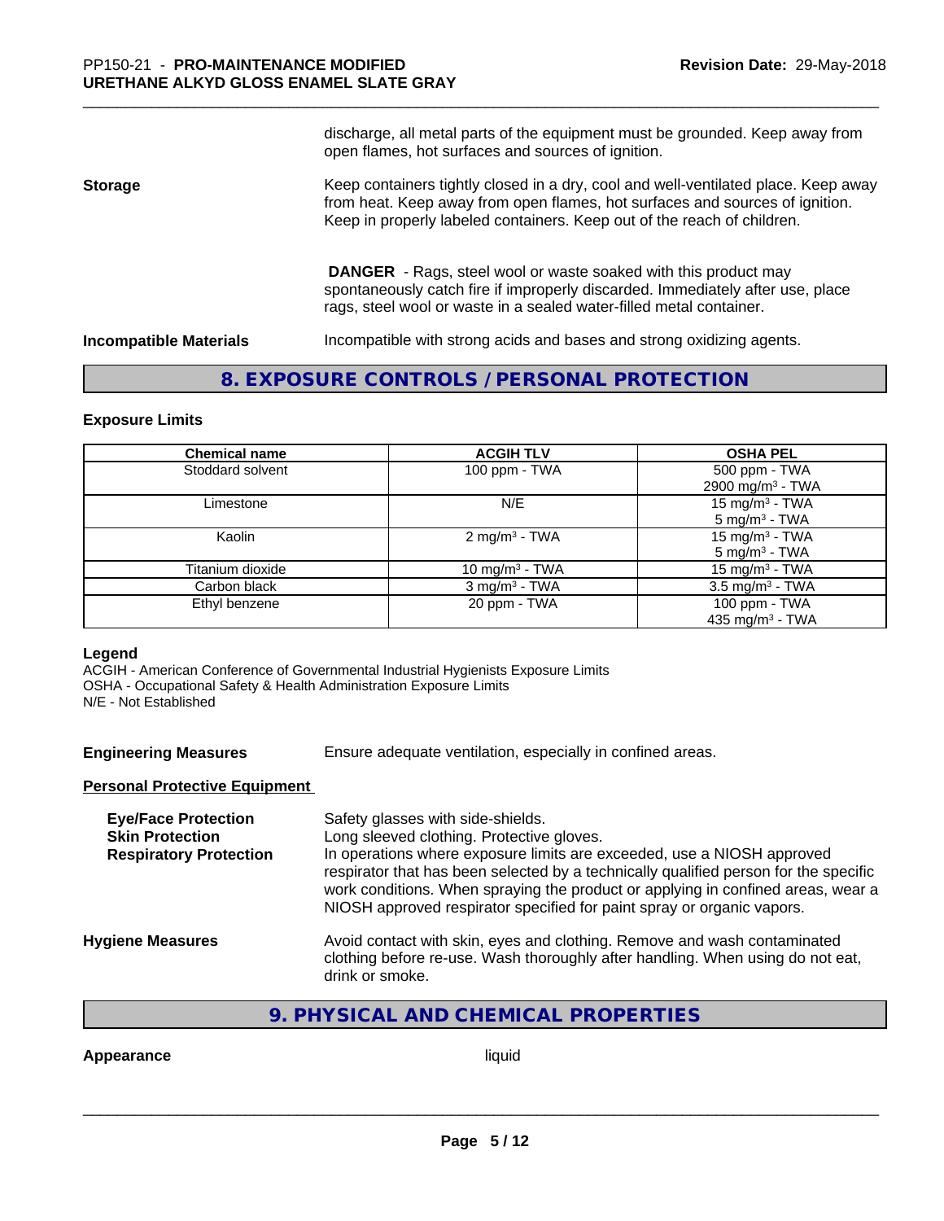discharge, all metal parts of the equipment must be grounded. Keep away from open flames, hot surfaces and sources of ignition.

**Storage**

Keep containers tightly closed in a dry, cool and well-ventilated place. Keep away from heat. Keep away from open flames, hot surfaces and sources of ignition. Keep in properly labeled containers. Keep out of the reach of children.

**DANGER** - Rags, steel wool or waste soaked with this product may spontaneously catch fire if improperly discarded. Immediately after use, place rags, steel wool or waste in a sealed water-filled metal container.

**Incompatible Materials**

Incompatible with strong acids and bases and strong oxidizing agents.

## 8. EXPOSURE CONTROLS / PERSONAL PROTECTION

### Exposure Limits

| Chemical name | ACGIH TLV | OSHA PEL |
|---|---|---|
| Stoddard solvent | 100 ppm - TWA | 500 ppm - TWA<br>2900 mg/m$^3$ - TWA |
| Limestone | N/E | 15 mg/m$^3$ - TWA<br>5 mg/m$^3$ - TWA |
| Kaolin | 2 mg/m$^3$ - TWA | 15 mg/m$^3$ - TWA<br>5 mg/m$^3$ - TWA |
| Titanium dioxide | 10 mg/m$^3$ - TWA | 15 mg/m$^3$ - TWA |
| Carbon black | 3 mg/m$^3$ - TWA | 3.5 mg/m$^3$ - TWA |
| Ethyl benzene | 20 ppm - TWA | 100 ppm - TWA<br>435 mg/m$^3$ - TWA |

**Legend**

ACGIH - American Conference of Governmental Industrial Hygienists Exposure Limits
OSHA - Occupational Safety & Health Administration Exposure Limits
N/E - Not Established

**Engineering Measures**

Ensure adequate ventilation, especially in confined areas.

**Personal Protective Equipment**

**Eye/Face Protection**
Safety glasses with side-shields.

**Skin Protection**
Long sleeved clothing. Protective gloves.

**Respiratory Protection**
In operations where exposure limits are exceeded, use a NIOSH approved respirator that has been selected by a technically qualified person for the specific work conditions. When spraying the product or applying in confined areas, wear a NIOSH approved respirator specified for paint spray or organic vapors.

**Hygiene Measures**

Avoid contact with skin, eyes and clothing. Remove and wash contaminated clothing before re-use. Wash thoroughly after handling. When using do not eat, drink or smoke.

## 9. PHYSICAL AND CHEMICAL PROPERTIES

**Appearance**

liquid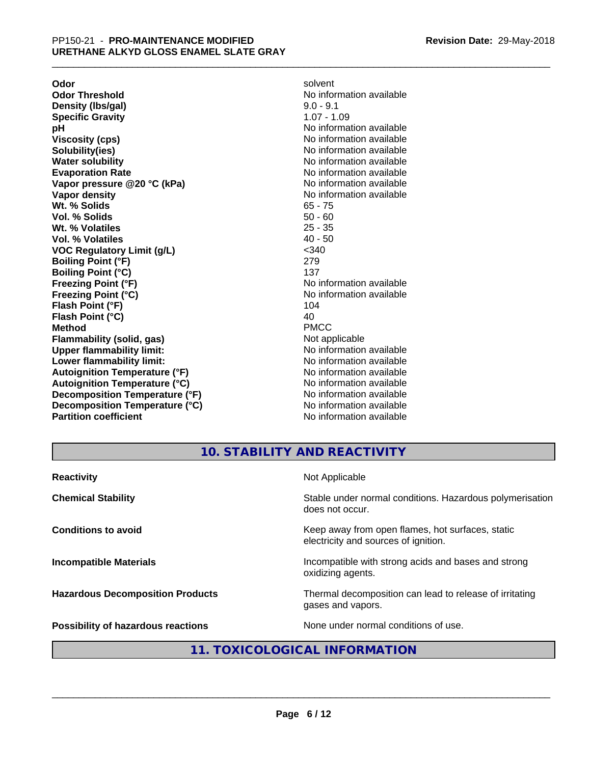| | |
|---|---|
| **Odor** | solvent |
| **Odor Threshold** | No information available |
| **Density (lbs/gal)** | 9.0 - 9.1 |
| **Specific Gravity** | 1.07 - 1.09 |
| **pH** | No information available |
| **Viscosity (cps)** | No information available |
| **Solubility(ies)** | No information available |
| **Water solubility** | No information available |
| **Evaporation Rate** | No information available |
| **Vapor pressure @20 °C (kPa)** | No information available |
| **Vapor density** | No information available |
| **Wt. % Solids** | 65 - 75 |
| **Vol. % Solids** | 50 - 60 |
| **Wt. % Volatiles** | 25 - 35 |
| **Vol. % Volatiles** | 40 - 50 |
| **VOC Regulatory Limit (g/L)** | <340 |
| **Boiling Point (°F)** | 279 |
| **Boiling Point (°C)** | 137 |
| **Freezing Point (°F)** | No information available |
| **Freezing Point (°C)** | No information available |
| **Flash Point (°F)** | 104 |
| **Flash Point (°C)** | 40 |
| **Method** | PMCC |
| **Flammability (solid, gas)** | Not applicable |
| **Upper flammability limit:** | No information available |
| **Lower flammability limit:** | No information available |
| **Autoignition Temperature (°F)** | No information available |
| **Autoignition Temperature (°C)** | No information available |
| **Decomposition Temperature (°F)** | No information available |
| **Decomposition Temperature (°C)** | No information available |
| **Partition coefficient** | No information available |

## 10. STABILITY AND REACTIVITY

| | |
|---|---|
| **Reactivity** | Not Applicable |
| **Chemical Stability** | Stable under normal conditions. Hazardous polymerisation does not occur. |
| **Conditions to avoid** | Keep away from open flames, hot surfaces, static electricity and sources of ignition. |
| **Incompatible Materials** | Incompatible with strong acids and bases and strong oxidizing agents. |
| **Hazardous Decomposition Products** | Thermal decomposition can lead to release of irritating gases and vapors. |
| **Possibility of hazardous reactions** | None under normal conditions of use. |

## 11. TOXICOLOGICAL INFORMATION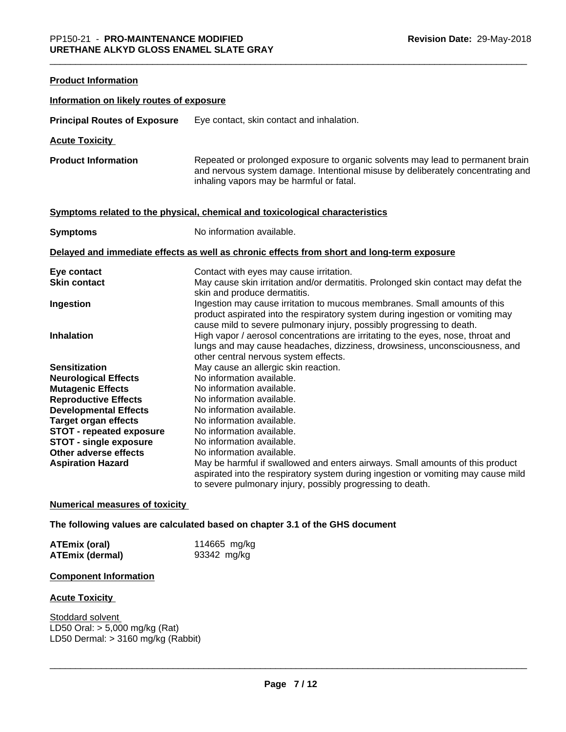**Product Information**

**Information on likely routes of exposure**

**Principal Routes of Exposure** Eye contact, skin contact and inhalation.

**Acute Toxicity**

**Product Information** Repeated or prolonged exposure to organic solvents may lead to permanent brain and nervous system damage. Intentional misuse by deliberately concentrating and inhaling vapors may be harmful or fatal.

**Symptoms related to the physical, chemical and toxicological characteristics**

**Symptoms** No information available.

**Delayed and immediate effects as well as chronic effects from short and long-term exposure**

| | |
|---|---|
| **Eye contact** | Contact with eyes may cause irritation. |
| **Skin contact** | May cause skin irritation and/or dermatitis. Prolonged skin contact may defat the skin and produce dermatitis. |
| **Ingestion** | Ingestion may cause irritation to mucous membranes. Small amounts of this product aspirated into the respiratory system during ingestion or vomiting may cause mild to severe pulmonary injury, possibly progressing to death. |
| **Inhalation** | High vapor / aerosol concentrations are irritating to the eyes, nose, throat and lungs and may cause headaches, dizziness, drowsiness, unconsciousness, and other central nervous system effects. |
| **Sensitization** | May cause an allergic skin reaction. |
| **Neurological Effects** | No information available. |
| **Mutagenic Effects** | No information available. |
| **Reproductive Effects** | No information available. |
| **Developmental Effects** | No information available. |
| **Target organ effects** | No information available. |
| **STOT - repeated exposure** | No information available. |
| **STOT - single exposure** | No information available. |
| **Other adverse effects** | No information available. |
| **Aspiration Hazard** | May be harmful if swallowed and enters airways. Small amounts of this product aspirated into the respiratory system during ingestion or vomiting may cause mild to severe pulmonary injury, possibly progressing to death. |

**Numerical measures of toxicity**

**The following values are calculated based on chapter 3.1 of the GHS document**

| | |
|---|---|
| **ATEmix (oral)** | 114665 mg/kg |
| **ATEmix (dermal)** | 93342 mg/kg |

**Component Information**

**Acute Toxicity**

Stoddard solvent
LD50 Oral: > 5,000 mg/kg (Rat)
LD50 Dermal: > 3160 mg/kg (Rabbit)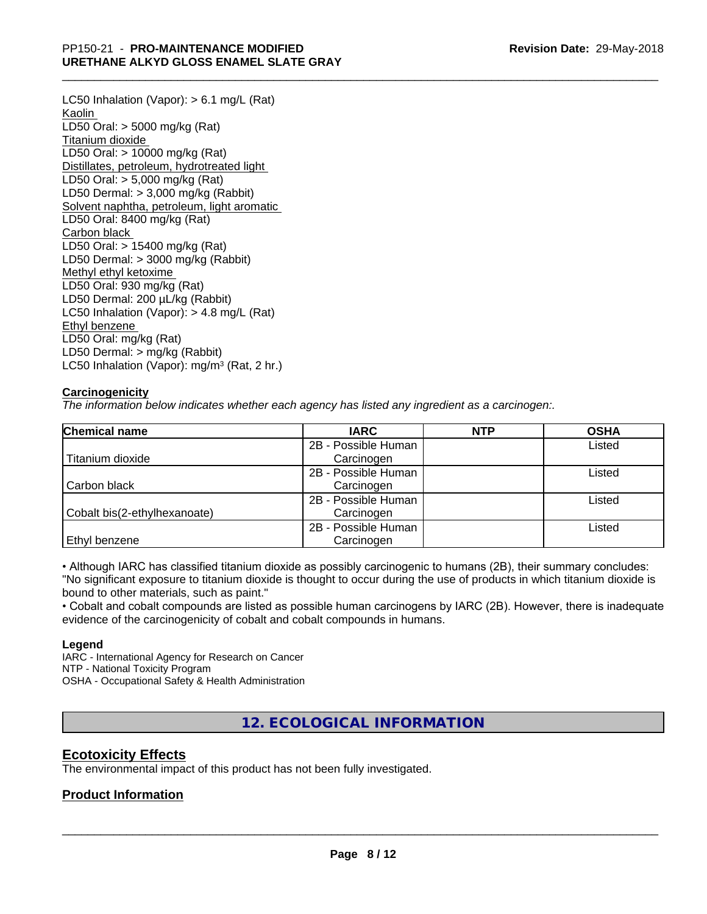LC50 Inhalation (Vapor): > 6.1 mg/L (Rat)
Kaolin
LD50 Oral: > 5000 mg/kg (Rat)
Titanium dioxide
LD50 Oral: > 10000 mg/kg (Rat)
Distillates, petroleum, hydrotreated light
LD50 Oral: > 5,000 mg/kg (Rat)
LD50 Dermal: > 3,000 mg/kg (Rabbit)
Solvent naphtha, petroleum, light aromatic
LD50 Oral: 8400 mg/kg (Rat)
Carbon black
LD50 Oral: > 15400 mg/kg (Rat)
LD50 Dermal: > 3000 mg/kg (Rabbit)
Methyl ethyl ketoxime
LD50 Oral: 930 mg/kg (Rat)
LD50 Dermal: 200 µL/kg (Rabbit)
LC50 Inhalation (Vapor): > 4.8 mg/L (Rat)
Ethyl benzene
LD50 Oral: mg/kg (Rat)
LD50 Dermal: > mg/kg (Rabbit)
LC50 Inhalation (Vapor): mg/m$^3$ (Rat, 2 hr.)

**Carcinogenicity**

*The information below indicates whether each agency has listed any ingredient as a carcinogen:.*

| Chemical name | IARC | NTP | OSHA |
|---|---|---|---|
| Titanium dioxide | 2B - Possible Human Carcinogen | | Listed |
| Carbon black | 2B - Possible Human Carcinogen | | Listed |
| Cobalt bis(2-ethylhexanoate) | 2B - Possible Human Carcinogen | | Listed |
| Ethyl benzene | 2B - Possible Human Carcinogen | | Listed |

• Although IARC has classified titanium dioxide as possibly carcinogenic to humans (2B), their summary concludes: "No significant exposure to titanium dioxide is thought to occur during the use of products in which titanium dioxide is bound to other materials, such as paint."

• Cobalt and cobalt compounds are listed as possible human carcinogens by IARC (2B). However, there is inadequate evidence of the carcinogenicity of cobalt and cobalt compounds in humans.

**Legend**

IARC - International Agency for Research on Cancer
NTP - National Toxicity Program
OSHA - Occupational Safety & Health Administration

## 12. ECOLOGICAL INFORMATION

### Ecotoxicity Effects

The environmental impact of this product has not been fully investigated.

### Product Information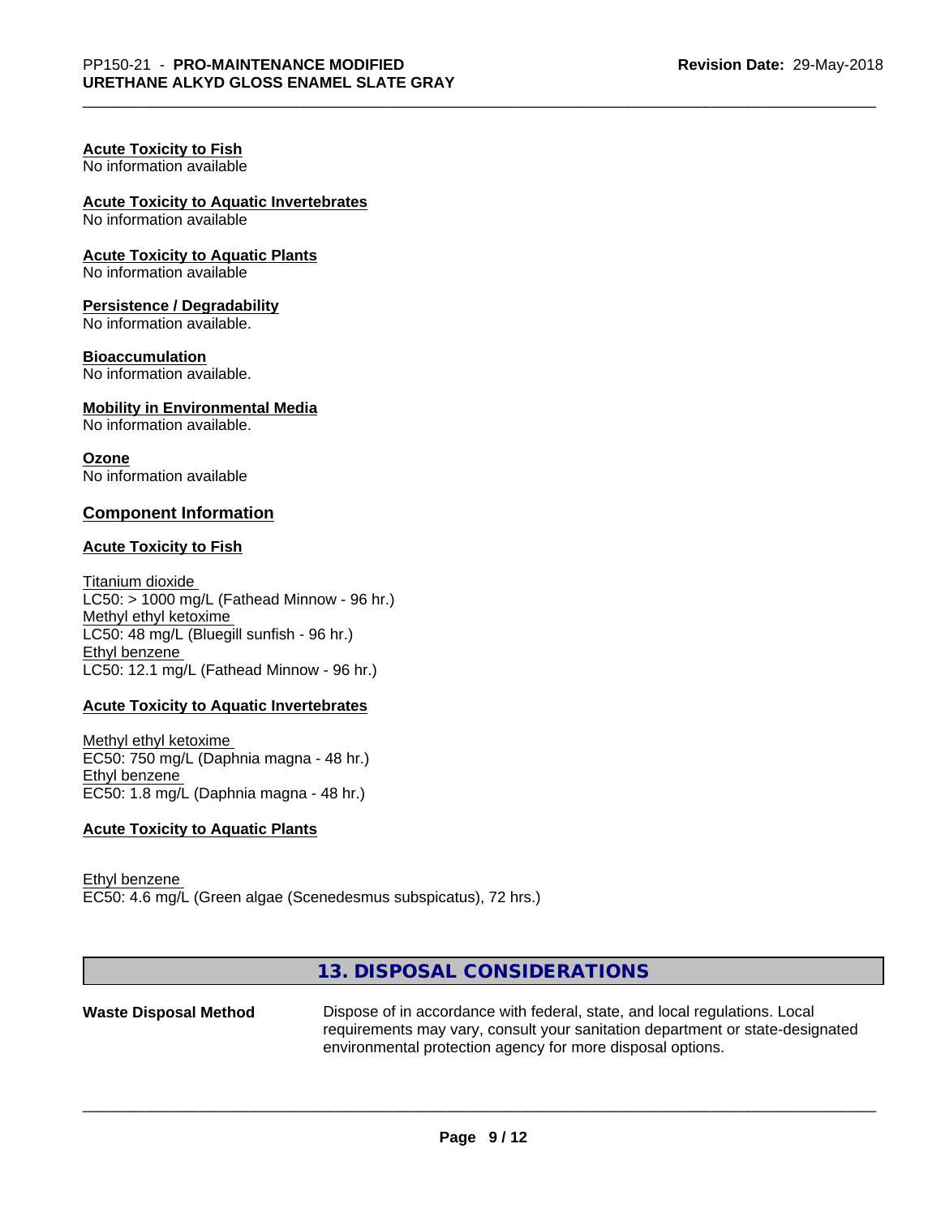**Acute Toxicity to Fish**
No information available

**Acute Toxicity to Aquatic Invertebrates**
No information available

**Acute Toxicity to Aquatic Plants**
No information available

**Persistence / Degradability**
No information available.

**Bioaccumulation**
No information available.

**Mobility in Environmental Media**
No information available.

**Ozone**
No information available

## Component Information

**Acute Toxicity to Fish**

Titanium dioxide
LC50: > 1000 mg/L (Fathead Minnow - 96 hr.)
Methyl ethyl ketoxime
LC50: 48 mg/L (Bluegill sunfish - 96 hr.)
Ethyl benzene
LC50: 12.1 mg/L (Fathead Minnow - 96 hr.)

**Acute Toxicity to Aquatic Invertebrates**

Methyl ethyl ketoxime
EC50: 750 mg/L (Daphnia magna - 48 hr.)
Ethyl benzene
EC50: 1.8 mg/L (Daphnia magna - 48 hr.)

**Acute Toxicity to Aquatic Plants**

Ethyl benzene
EC50: 4.6 mg/L (Green algae (Scenedesmus subspicatus), 72 hrs.)

## 13. DISPOSAL CONSIDERATIONS

**Waste Disposal Method** Dispose of in accordance with federal, state, and local regulations. Local requirements may vary, consult your sanitation department or state-designated environmental protection agency for more disposal options.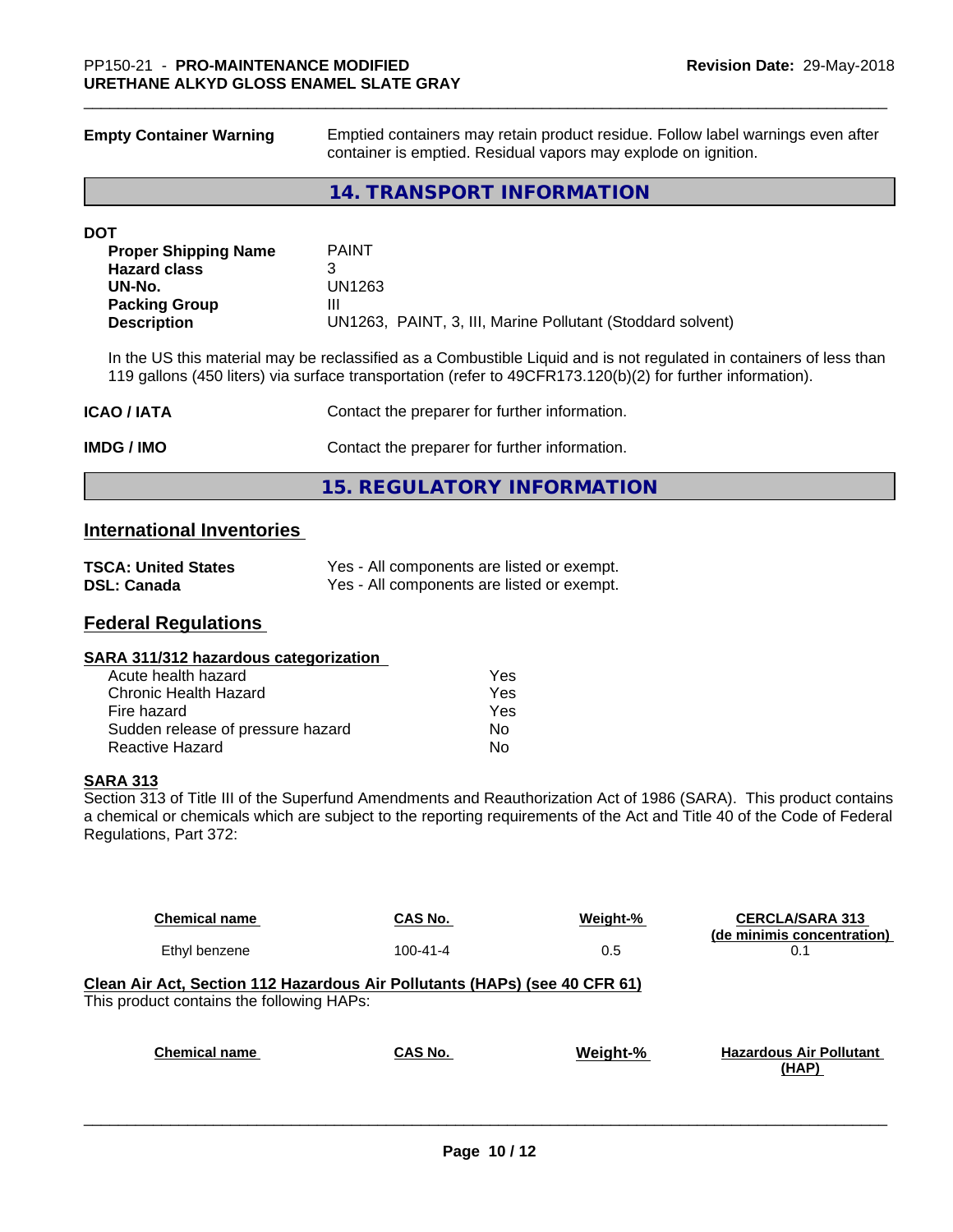| | |
|---|---|
| **Empty Container Warning** | Emptied containers may retain product residue. Follow label warnings even after container is emptied. Residual vapors may explode on ignition. |

## 14. TRANSPORT INFORMATION

**DOT**

| | |
|---|---|
| **Proper Shipping Name** | PAINT |
| **Hazard class** | 3 |
| **UN-No.** | UN1263 |
| **Packing Group** | III |
| **Description** | UN1263, PAINT, 3, III, Marine Pollutant (Stoddard solvent) |

In the US this material may be reclassified as a Combustible Liquid and is not regulated in containers of less than 119 gallons (450 liters) via surface transportation (refer to 49CFR173.120(b)(2) for further information).

| | |
|---|---|
| **ICAO / IATA** | Contact the preparer for further information. |
| **IMDG / IMO** | Contact the preparer for further information. |

## 15. REGULATORY INFORMATION

### International Inventories

| | |
|---|---|
| **TSCA: United States** | Yes - All components are listed or exempt. |
| **DSL: Canada** | Yes - All components are listed or exempt. |

### Federal Regulations

**SARA 311/312 hazardous categorization**

| | |
|---|---|
| Acute health hazard | Yes |
| Chronic Health Hazard | Yes |
| Fire hazard | Yes |
| Sudden release of pressure hazard | No |
| Reactive Hazard | No |

**SARA 313**

Section 313 of Title III of the Superfund Amendments and Reauthorization Act of 1986 (SARA). This product contains a chemical or chemicals which are subject to the reporting requirements of the Act and Title 40 of the Code of Federal Regulations, Part 372:

| Chemical name | CAS No. | Weight-% | CERCLA/SARA 313 (de minimis concentration) |
|---|---|---|---|
| Ethyl benzene | 100-41-4 | 0.5 | 0.1 |

**Clean Air Act, Section 112 Hazardous Air Pollutants (HAPs) (see 40 CFR 61)**

This product contains the following HAPs:

| Chemical name | CAS No. | Weight-% | Hazardous Air Pollutant (HAP) |
|---|---|---|---|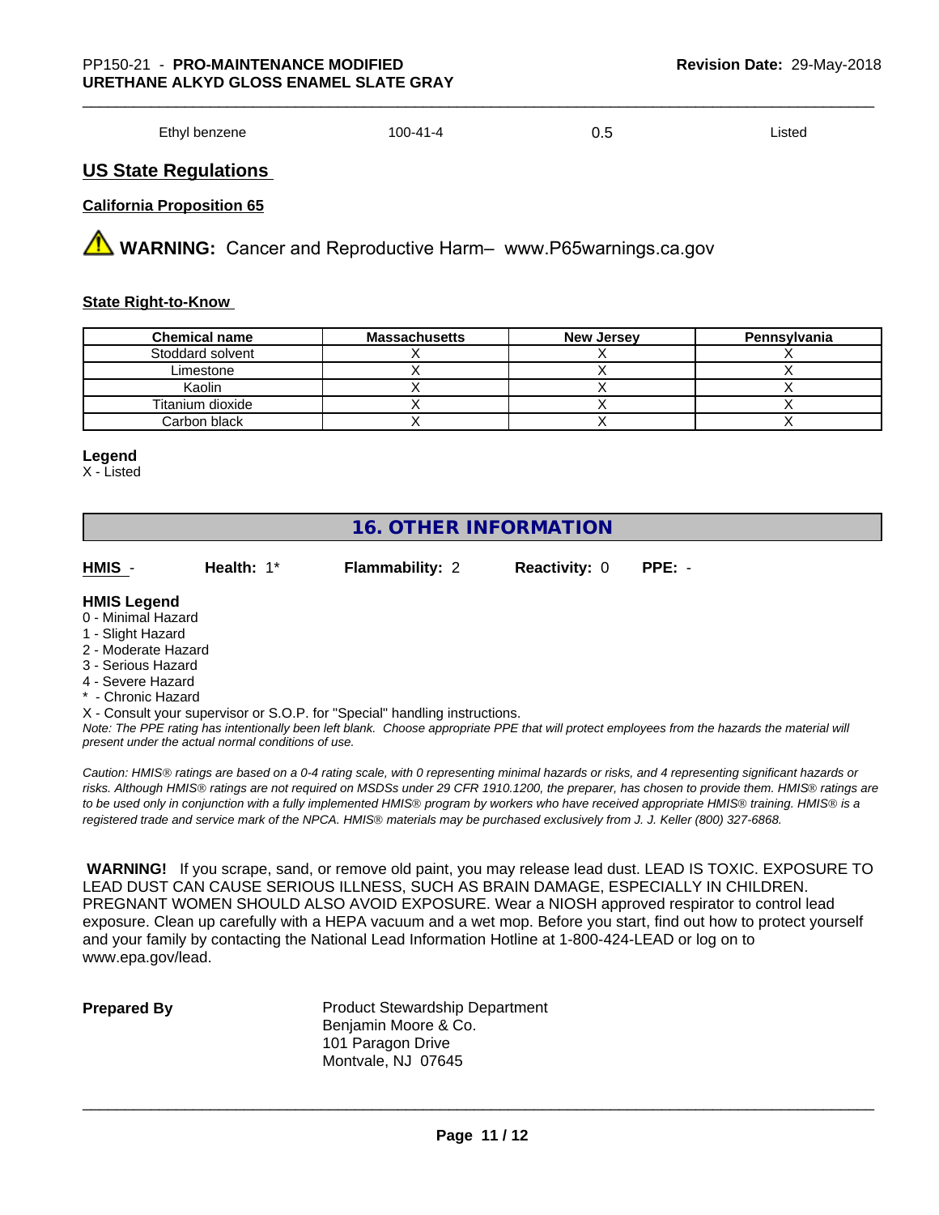| | | | |
|---|---|---|---|
| Ethyl benzene | 100-41-4 | 0.5 | Listed |

## US State Regulations

### California Proposition 65

⚠ **WARNING:** Cancer and Reproductive Harm– www.P65warnings.ca.gov

### State Right-to-Know

| Chemical name | Massachusetts | New Jersey | Pennsylvania |
|---|---|---|---|
| Stoddard solvent | X | X | X |
| Limestone | X | X | X |
| Kaolin | X | X | X |
| Titanium dioxide | X | X | X |
| Carbon black | X | X | X |

**Legend**
X - Listed

# 16. OTHER INFORMATION

**HMIS** - **Health:** 1* **Flammability:** 2 **Reactivity:** 0 **PPE:** -

**HMIS Legend**
0 - Minimal Hazard
1 - Slight Hazard
2 - Moderate Hazard
3 - Serious Hazard
4 - Severe Hazard
* - Chronic Hazard
X - Consult your supervisor or S.O.P. for "Special" handling instructions.
*Note: The PPE rating has intentionally been left blank. Choose appropriate PPE that will protect employees from the hazards the material will present under the actual normal conditions of use.*

*Caution: HMIS® ratings are based on a 0-4 rating scale, with 0 representing minimal hazards or risks, and 4 representing significant hazards or risks. Although HMIS® ratings are not required on MSDSs under 29 CFR 1910.1200, the preparer, has chosen to provide them. HMIS® ratings are to be used only in conjunction with a fully implemented HMIS® program by workers who have received appropriate HMIS® training. HMIS® is a registered trade and service mark of the NPCA. HMIS® materials may be purchased exclusively from J. J. Keller (800) 327-6868.*

**WARNING!** If you scrape, sand, or remove old paint, you may release lead dust. LEAD IS TOXIC. EXPOSURE TO LEAD DUST CAN CAUSE SERIOUS ILLNESS, SUCH AS BRAIN DAMAGE, ESPECIALLY IN CHILDREN. PREGNANT WOMEN SHOULD ALSO AVOID EXPOSURE. Wear a NIOSH approved respirator to control lead exposure. Clean up carefully with a HEPA vacuum and a wet mop. Before you start, find out how to protect yourself and your family by contacting the National Lead Information Hotline at 1-800-424-LEAD or log on to www.epa.gov/lead.

**Prepared By**

Product Stewardship Department
Benjamin Moore & Co.
101 Paragon Drive
Montvale, NJ 07645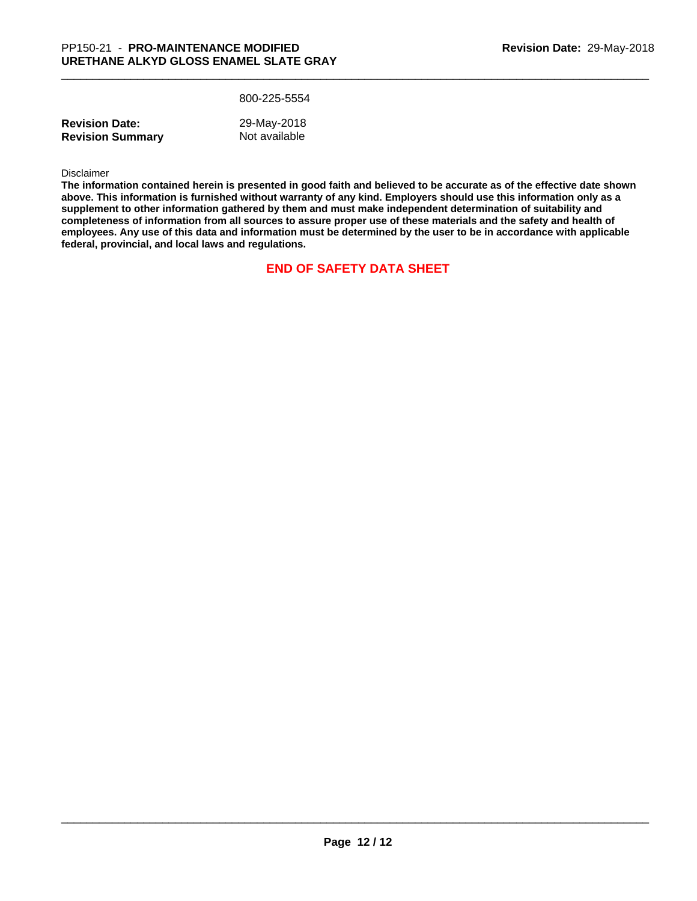800-225-5554

| | |
|---|---|
| **Revision Date:** | 29-May-2018 |
| **Revision Summary** | Not available |

Disclaimer

**The information contained herein is presented in good faith and believed to be accurate as of the effective date shown above. This information is furnished without warranty of any kind. Employers should use this information only as a supplement to other information gathered by them and must make independent determination of suitability and completeness of information from all sources to assure proper use of these materials and the safety and health of employees. Any use of this data and information must be determined by the user to be in accordance with applicable federal, provincial, and local laws and regulations.**

**END OF SAFETY DATA SHEET**